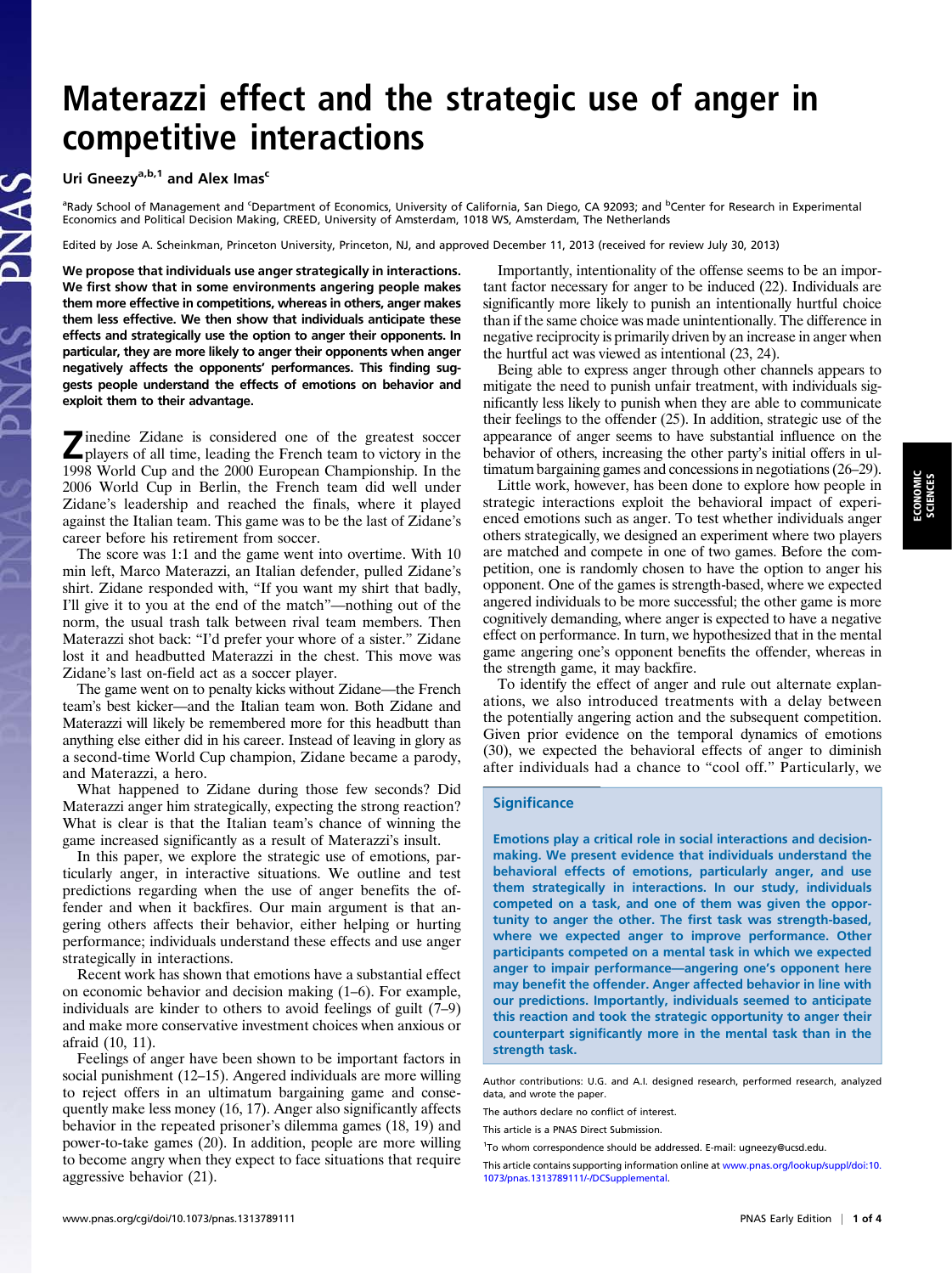# Materazzi effect and the strategic use of anger in competitive interactions

Uri Gneezy[a,b,1] and Alex Imas[c]

[a]Rady School of Management and [c]Department of Economics, University of California, San Diego, CA 92093; and [b]Center for Research in Experimental Economics and Political Decision Making, CREED, University of Amsterdam, 1018 WS, Amsterdam, The Netherlands

Edited by Jose A. Scheinkman, Princeton University, Princeton, NJ, and approved December 11, 2013 (received for review July 30, 2013)

**We propose that individuals use anger strategically in interactions. We first show that in some environments angering people makes them more effective in competitions, whereas in others, anger makes them less effective. We then show that individuals anticipate these effects and strategically use the option to anger their opponents. In particular, they are more likely to anger their opponents when anger negatively affects the opponents' performances. This finding suggests people understand the effects of emotions on behavior and exploit them to their advantage.**

Zinedine Zidane is considered one of the greatest soccer players of all time, leading the French team to victory in the 1998 World Cup and the 2000 European Championship. In the 2006 World Cup in Berlin, the French team did well under Zidane's leadership and reached the finals, where it played against the Italian team. This game was to be the last of Zidane's career before his retirement from soccer.

The score was 1:1 and the game went into overtime. With 10 min left, Marco Materazzi, an Italian defender, pulled Zidane's shirt. Zidane responded with, "If you want my shirt that badly, I'll give it to you at the end of the match"—nothing out of the norm, the usual trash talk between rival team members. Then Materazzi shot back: "I'd prefer your whore of a sister." Zidane lost it and headbutted Materazzi in the chest. This move was Zidane's last on-field act as a soccer player.

The game went on to penalty kicks without Zidane—the French team's best kicker—and the Italian team won. Both Zidane and Materazzi will likely be remembered more for this headbutt than anything else either did in his career. Instead of leaving in glory as a second-time World Cup champion, Zidane became a parody, and Materazzi, a hero.

What happened to Zidane during those few seconds? Did Materazzi anger him strategically, expecting the strong reaction? What is clear is that the Italian team's chance of winning the game increased significantly as a result of Materazzi's insult.

In this paper, we explore the strategic use of emotions, particularly anger, in interactive situations. We outline and test predictions regarding when the use of anger benefits the offender and when it backfires. Our main argument is that angering others affects their behavior, either helping or hurting performance; individuals understand these effects and use anger strategically in interactions.

Recent work has shown that emotions have a substantial effect on economic behavior and decision making (1–6). For example, individuals are kinder to others to avoid feelings of guilt (7–9) and make more conservative investment choices when anxious or afraid (10, 11).

Feelings of anger have been shown to be important factors in social punishment (12–15). Angered individuals are more willing to reject offers in an ultimatum bargaining game and consequently make less money (16, 17). Anger also significantly affects behavior in the repeated prisoner's dilemma games (18, 19) and power-to-take games (20). In addition, people are more willing to become angry when they expect to face situations that require aggressive behavior (21).

Importantly, intentionality of the offense seems to be an important factor necessary for anger to be induced (22). Individuals are significantly more likely to punish an intentionally hurtful choice than if the same choice was made unintentionally. The difference in negative reciprocity is primarily driven by an increase in anger when the hurtful act was viewed as intentional (23, 24).

Being able to express anger through other channels appears to mitigate the need to punish unfair treatment, with individuals significantly less likely to punish when they are able to communicate their feelings to the offender (25). In addition, strategic use of the appearance of anger seems to have substantial influence on the behavior of others, increasing the other party's initial offers in ultimatum bargaining games and concessions in negotiations (26–29).

Little work, however, has been done to explore how people in strategic interactions exploit the behavioral impact of experienced emotions such as anger. To test whether individuals anger others strategically, we designed an experiment where two players are matched and compete in one of two games. Before the competition, one is randomly chosen to have the option to anger his opponent. One of the games is strength-based, where we expected angered individuals to be more successful; the other game is more cognitively demanding, where anger is expected to have a negative effect on performance. In turn, we hypothesized that in the mental game angering one's opponent benefits the offender, whereas in the strength game, it may backfire.

To identify the effect of anger and rule out alternate explanations, we also introduced treatments with a delay between the potentially angering action and the subsequent competition. Given prior evidence on the temporal dynamics of emotions (30), we expected the behavioral effects of anger to diminish after individuals had a chance to "cool off." Particularly, we

## Significance

**Emotions play a critical role in social interactions and decision-making. We present evidence that individuals understand the behavioral effects of emotions, particularly anger, and use them strategically in interactions. In our study, individuals competed on a task, and one of them was given the opportunity to anger the other. The first task was strength-based, where we expected anger to improve performance. Other participants competed on a mental task in which we expected anger to impair performance—angering one's opponent here may benefit the offender. Anger affected behavior in line with our predictions. Importantly, individuals seemed to anticipate this reaction and took the strategic opportunity to anger their counterpart significantly more in the mental task than in the strength task.**

Author contributions: U.G. and A.I. designed research, performed research, analyzed data, and wrote the paper.

The authors declare no conflict of interest.

This article is a PNAS Direct Submission.

[1]To whom correspondence should be addressed. E-mail: ugneezy@ucsd.edu.

This article contains supporting information online at www.pnas.org/lookup/suppl/doi:10.1073/pnas.1313789111/-/DCSupplemental.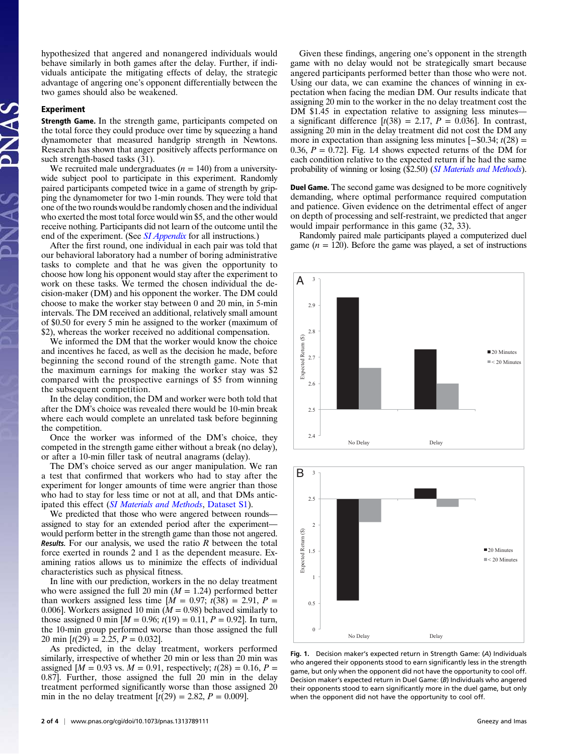hypothesized that angered and nonangered individuals would behave similarly in both games after the delay. Further, if individuals anticipate the mitigating effects of delay, the strategic advantage of angering one's opponent differentially between the two games should also be weakened.

## Experiment

**Strength Game.** In the strength game, participants competed on the total force they could produce over time by squeezing a hand dynamometer that measured handgrip strength in Newtons. Research has shown that anger positively affects performance on such strength-based tasks (31).

We recruited male undergraduates ($n = 140$) from a university-wide subject pool to participate in this experiment. Randomly paired participants competed twice in a game of strength by gripping the dynamometer for two 1-min rounds. They were told that one of the two rounds would be randomly chosen and the individual who exerted the most total force would win \$5, and the other would receive nothing. Participants did not learn of the outcome until the end of the experiment. (See *SI Appendix* for all instructions.)

After the first round, one individual in each pair was told that our behavioral laboratory had a number of boring administrative tasks to complete and that he was given the opportunity to choose how long his opponent would stay after the experiment to work on these tasks. We termed the chosen individual the decision-maker (DM) and his opponent the worker. The DM could choose to make the worker stay between 0 and 20 min, in 5-min intervals. The DM received an additional, relatively small amount of \$0.50 for every 5 min he assigned to the worker (maximum of \$2), whereas the worker received no additional compensation.

We informed the DM that the worker would know the choice and incentives he faced, as well as the decision he made, before beginning the second round of the strength game. Note that the maximum earnings for making the worker stay was \$2 compared with the prospective earnings of \$5 from winning the subsequent competition.

In the delay condition, the DM and worker were both told that after the DM's choice was revealed there would be 10-min break where each would complete an unrelated task before beginning the competition.

Once the worker was informed of the DM's choice, they competed in the strength game either without a break (no delay), or after a 10-min filler task of neutral anagrams (delay).

The DM's choice served as our anger manipulation. We ran a test that confirmed that workers who had to stay after the experiment for longer amounts of time were angrier than those who had to stay for less time or not at all, and that DMs anticipated this effect (*SI Materials and Methods*, Dataset S1).

We predicted that those who were angered between rounds—assigned to stay for an extended period after the experiment—would perform better in the strength game than those not angered.

***Results.*** For our analysis, we used the ratio $R$ between the total force exerted in rounds 2 and 1 as the dependent measure. Examining ratios allows us to minimize the effects of individual characteristics such as physical fitness.

In line with our prediction, workers in the no delay treatment who were assigned the full 20 min ($M = 1.24$) performed better than workers assigned less time [$M = 0.97$; $t(38) = 2.91$, $P = 0.006$]. Workers assigned 10 min ($M = 0.98$) behaved similarly to those assigned 0 min [$M = 0.96$; $t(19) = 0.11$, $P = 0.92$]. In turn, the 10-min group performed worse than those assigned the full 20 min [$t(29) = 2.25$, $P = 0.032$].

As predicted, in the delay treatment, workers performed similarly, irrespective of whether 20 min or less than 20 min was assigned [$M = 0.93$ vs. $M = 0.91$, respectively; $t(28) = 0.16$, $P = 0.87$]. Further, those assigned the full 20 min in the delay treatment performed significantly worse than those assigned 20 min in the no delay treatment [$t(29) = 2.82$, $P = 0.009$].

Given these findings, angering one's opponent in the strength game with no delay would not be strategically smart because angered participants performed better than those who were not. Using our data, we can examine the chances of winning in expectation when facing the median DM. Our results indicate that assigning 20 min to the worker in the no delay treatment cost the DM \$1.45 in expectation relative to assigning less minutes—a significant difference [$t(38) = 2.17$, $P = 0.036$]. In contrast, assigning 20 min in the delay treatment did not cost the DM any more in expectation than assigning less minutes [−\$0.34; $t(28) = 0.36$, $P = 0.72$]. Fig. 1*A* shows expected returns of the DM for each condition relative to the expected return if he had the same probability of winning or losing (\$2.50) (*SI Materials and Methods*).

**Duel Game.** The second game was designed to be more cognitively demanding, where optimal performance required computation and patience. Given evidence on the detrimental effect of anger on depth of processing and self-restraint, we predicted that anger would impair performance in this game (32, 33).

Randomly paired male participants played a computerized duel game ($n = 120$). Before the game was played, a set of instructions

**Fig. 1.** Decision maker's expected return in Strength Game: (*A*) Individuals who angered their opponents stood to earn significantly less in the strength game, but only when the opponent did not have the opportunity to cool off. Decision maker's expected return in Duel Game: (*B*) Individuals who angered their opponents stood to earn significantly more in the duel game, but only when the opponent did not have the opportunity to cool off.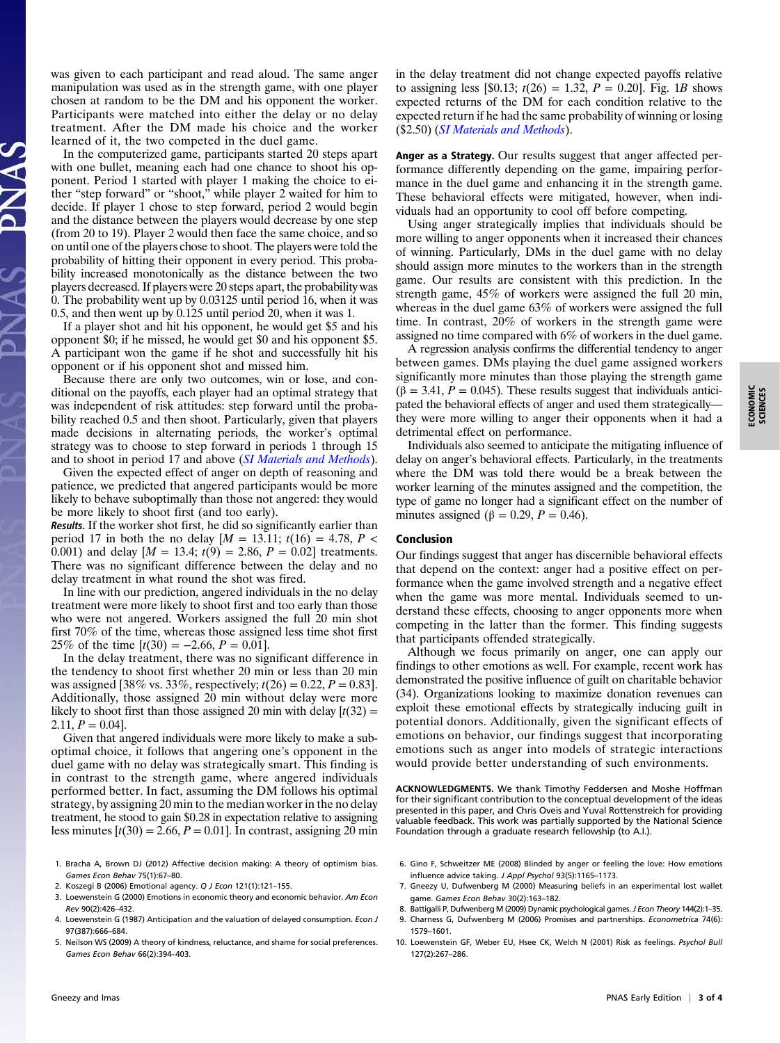was given to each participant and read aloud. The same anger manipulation was used as in the strength game, with one player chosen at random to be the DM and his opponent the worker. Participants were matched into either the delay or no delay treatment. After the DM made his choice and the worker learned of it, the two competed in the duel game.

In the computerized game, participants started 20 steps apart with one bullet, meaning each had one chance to shoot his opponent. Period 1 started with player 1 making the choice to either "step forward" or "shoot," while player 2 waited for him to decide. If player 1 chose to step forward, period 2 would begin and the distance between the players would decrease by one step (from 20 to 19). Player 2 would then face the same choice, and so on until one of the players chose to shoot. The players were told the probability of hitting their opponent in every period. This probability increased monotonically as the distance between the two players decreased. If players were 20 steps apart, the probability was 0. The probability went up by 0.03125 until period 16, when it was 0.5, and then went up by 0.125 until period 20, when it was 1.

If a player shot and hit his opponent, he would get \$5 and his opponent \$0; if he missed, he would get \$0 and his opponent \$5. A participant won the game if he shot and successfully hit his opponent or if his opponent shot and missed him.

Because there are only two outcomes, win or lose, and conditional on the payoffs, each player had an optimal strategy that was independent of risk attitudes: step forward until the probability reached 0.5 and then shoot. Particularly, given that players made decisions in alternating periods, the worker's optimal strategy was to choose to step forward in periods 1 through 15 and to shoot in period 17 and above (*SI Materials and Methods*).

Given the expected effect of anger on depth of reasoning and patience, we predicted that angered participants would be more likely to behave suboptimally than those not angered: they would be more likely to shoot first (and too early).

***Results.*** If the worker shot first, he did so significantly earlier than period 17 in both the no delay [$M = 13.11$; $t(16) = 4.78$, $P < 0.001$) and delay [$M = 13.4$; $t(9) = 2.86$, $P = 0.02$] treatments. There was no significant difference between the delay and no delay treatment in what round the shot was fired.

In line with our prediction, angered individuals in the no delay treatment were more likely to shoot first and too early than those who were not angered. Workers assigned the full 20 min shot first 70% of the time, whereas those assigned less time shot first 25% of the time [$t(30) = -2.66$, $P = 0.01$].

In the delay treatment, there was no significant difference in the tendency to shoot first whether 20 min or less than 20 min was assigned [38% vs. 33%, respectively; $t(26) = 0.22$, $P = 0.83$]. Additionally, those assigned 20 min without delay were more likely to shoot first than those assigned 20 min with delay [$t(32) = 2.11$, $P = 0.04$].

Given that angered individuals were more likely to make a suboptimal choice, it follows that angering one's opponent in the duel game with no delay was strategically smart. This finding is in contrast to the strength game, where angered individuals performed better. In fact, assuming the DM follows his optimal strategy, by assigning 20 min to the median worker in the no delay treatment, he stood to gain \$0.28 in expectation relative to assigning less minutes [$t(30) = 2.66$, $P = 0.01$]. In contrast, assigning 20 min in the delay treatment did not change expected payoffs relative to assigning less [\$0.13; $t(26) = 1.32$, $P = 0.20$]. Fig. 1*B* shows expected returns of the DM for each condition relative to the expected return if he had the same probability of winning or losing (\$2.50) (*SI Materials and Methods*).

**Anger as a Strategy.** Our results suggest that anger affected performance differently depending on the game, impairing performance in the duel game and enhancing it in the strength game. These behavioral effects were mitigated, however, when individuals had an opportunity to cool off before competing.

Using anger strategically implies that individuals should be more willing to anger opponents when it increased their chances of winning. Particularly, DMs in the duel game with no delay should assign more minutes to the workers than in the strength game. Our results are consistent with this prediction. In the strength game, 45% of workers were assigned the full 20 min, whereas in the duel game 63% of workers were assigned the full time. In contrast, 20% of workers in the strength game were assigned no time compared with 6% of workers in the duel game.

A regression analysis confirms the differential tendency to anger between games. DMs playing the duel game assigned workers significantly more minutes than those playing the strength game ($\beta = 3.41$, $P = 0.045$). These results suggest that individuals anticipated the behavioral effects of anger and used them strategically—they were more willing to anger their opponents when it had a detrimental effect on performance.

Individuals also seemed to anticipate the mitigating influence of delay on anger's behavioral effects. Particularly, in the treatments where the DM was told there would be a break between the worker learning of the minutes assigned and the competition, the type of game no longer had a significant effect on the number of minutes assigned ($\beta = 0.29$, $P = 0.46$).

## Conclusion

Our findings suggest that anger has discernible behavioral effects that depend on the context: anger had a positive effect on performance when the game involved strength and a negative effect when the game was more mental. Individuals seemed to understand these effects, choosing to anger opponents more when competing in the latter than the former. This finding suggests that participants offended strategically.

Although we focus primarily on anger, one can apply our findings to other emotions as well. For example, recent work has demonstrated the positive influence of guilt on charitable behavior (34). Organizations looking to maximize donation revenues can exploit these emotional effects by strategically inducing guilt in potential donors. Additionally, given the significant effects of emotions on behavior, our findings suggest that incorporating emotions such as anger into models of strategic interactions would provide better understanding of such environments.

**ACKNOWLEDGMENTS.** We thank Timothy Feddersen and Moshe Hoffman for their significant contribution to the conceptual development of the ideas presented in this paper, and Chris Oveis and Yuval Rottenstreich for providing valuable feedback. This work was partially supported by the National Science Foundation through a graduate research fellowship (to A.I.).

1. Bracha A, Brown DJ (2012) Affective decision making: A theory of optimism bias. *Games Econ Behav* 75(1):67–80.
2. Koszegi B (2006) Emotional agency. *Q J Econ* 121(1):121–155.
3. Loewenstein G (2000) Emotions in economic theory and economic behavior. *Am Econ Rev* 90(2):426–432.
4. Loewenstein G (1987) Anticipation and the valuation of delayed consumption. *Econ J* 97(387):666–684.
5. Neilson WS (2009) A theory of kindness, reluctance, and shame for social preferences. *Games Econ Behav* 66(2):394–403.
6. Gino F, Schweitzer ME (2008) Blinded by anger or feeling the love: How emotions influence advice taking. *J Appl Psychol* 93(5):1165–1173.
7. Gneezy U, Dufwenberg M (2000) Measuring beliefs in an experimental lost wallet game. *Games Econ Behav* 30(2):163–182.
8. Battigalli P, Dufwenberg M (2009) Dynamic psychological games. *J Econ Theory* 144(2):1–35.
9. Charness G, Dufwenberg M (2006) Promises and partnerships. *Econometrica* 74(6): 1579–1601.
10. Loewenstein GF, Weber EU, Hsee CK, Welch N (2001) Risk as feelings. *Psychol Bull* 127(2):267–286.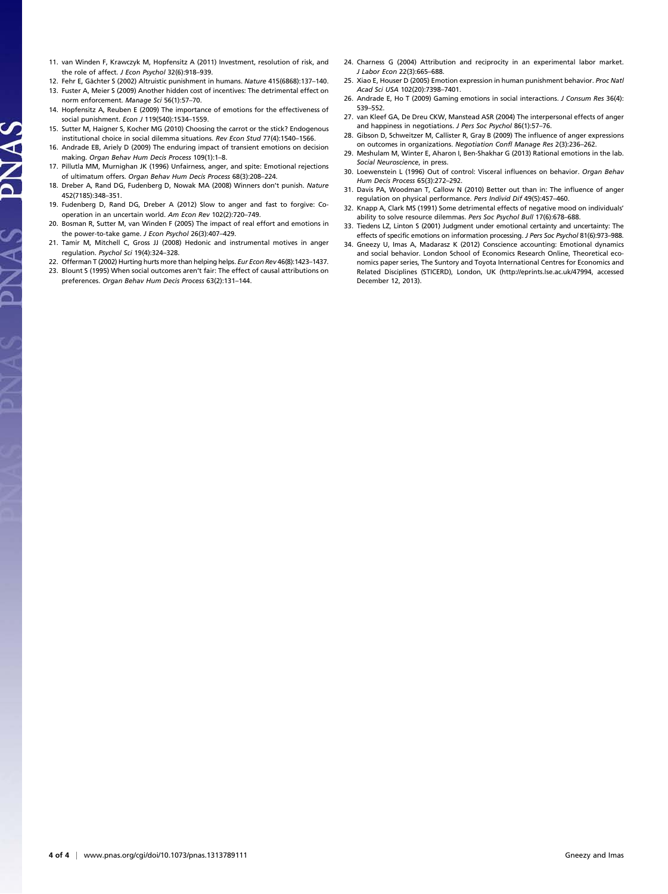11. van Winden F, Krawczyk M, Hopfensitz A (2011) Investment, resolution of risk, and the role of affect. *J Econ Psychol* 32(6):918–939.
12. Fehr E, Gächter S (2002) Altruistic punishment in humans. *Nature* 415(6868):137–140.
13. Fuster A, Meier S (2009) Another hidden cost of incentives: The detrimental effect on norm enforcement. *Manage Sci* 56(1):57–70.
14. Hopfensitz A, Reuben E (2009) The importance of emotions for the effectiveness of social punishment. *Econ J* 119(540):1534–1559.
15. Sutter M, Haigner S, Kocher MG (2010) Choosing the carrot or the stick? Endogenous institutional choice in social dilemma situations. *Rev Econ Stud* 77(4):1540–1566.
16. Andrade EB, Ariely D (2009) The enduring impact of transient emotions on decision making. *Organ Behav Hum Decis Process* 109(1):1–8.
17. Pillutla MM, Murnighan JK (1996) Unfairness, anger, and spite: Emotional rejections of ultimatum offers. *Organ Behav Hum Decis Process* 68(3):208–224.
18. Dreber A, Rand DG, Fudenberg D, Nowak MA (2008) Winners don't punish. *Nature* 452(7185):348–351.
19. Fudenberg D, Rand DG, Dreber A (2012) Slow to anger and fast to forgive: Cooperation in an uncertain world. *Am Econ Rev* 102(2):720–749.
20. Bosman R, Sutter M, van Winden F (2005) The impact of real effort and emotions in the power-to-take game. *J Econ Psychol* 26(3):407–429.
21. Tamir M, Mitchell C, Gross JJ (2008) Hedonic and instrumental motives in anger regulation. *Psychol Sci* 19(4):324–328.
22. Offerman T (2002) Hurting hurts more than helping helps. *Eur Econ Rev* 46(8):1423–1437.
23. Blount S (1995) When social outcomes aren't fair: The effect of causal attributions on preferences. *Organ Behav Hum Decis Process* 63(2):131–144.
24. Charness G (2004) Attribution and reciprocity in an experimental labor market. *J Labor Econ* 22(3):665–688.
25. Xiao E, Houser D (2005) Emotion expression in human punishment behavior. *Proc Natl Acad Sci USA* 102(20):7398–7401.
26. Andrade E, Ho T (2009) Gaming emotions in social interactions. *J Consum Res* 36(4): 539–552.
27. van Kleef GA, De Dreu CKW, Manstead ASR (2004) The interpersonal effects of anger and happiness in negotiations. *J Pers Soc Psychol* 86(1):57–76.
28. Gibson D, Schweitzer M, Callister R, Gray B (2009) The influence of anger expressions on outcomes in organizations. *Negotiation Confl Manage Res* 2(3):236–262.
29. Meshulam M, Winter E, Aharon I, Ben-Shakhar G (2013) Rational emotions in the lab. *Social Neuroscience*, in press.
30. Loewenstein L (1996) Out of control: Visceral influences on behavior. *Organ Behav Hum Decis Process* 65(3):272–292.
31. Davis PA, Woodman T, Callow N (2010) Better out than in: The influence of anger regulation on physical performance. *Pers Individ Dif* 49(5):457–460.
32. Knapp A, Clark MS (1991) Some detrimental effects of negative mood on individuals' ability to solve resource dilemmas. *Pers Soc Psychol Bull* 17(6):678–688.
33. Tiedens LZ, Linton S (2001) Judgment under emotional certainty and uncertainty: The effects of specific emotions on information processing. *J Pers Soc Psychol* 81(6):973–988.
34. Gneezy U, Imas A, Madarasz K (2012) Conscience accounting: Emotional dynamics and social behavior. London School of Economics Research Online, Theoretical economics paper series, The Suntory and Toyota International Centres for Economics and Related Disciplines (STICERD), London, UK (http://eprints.lse.ac.uk/47994, accessed December 12, 2013).